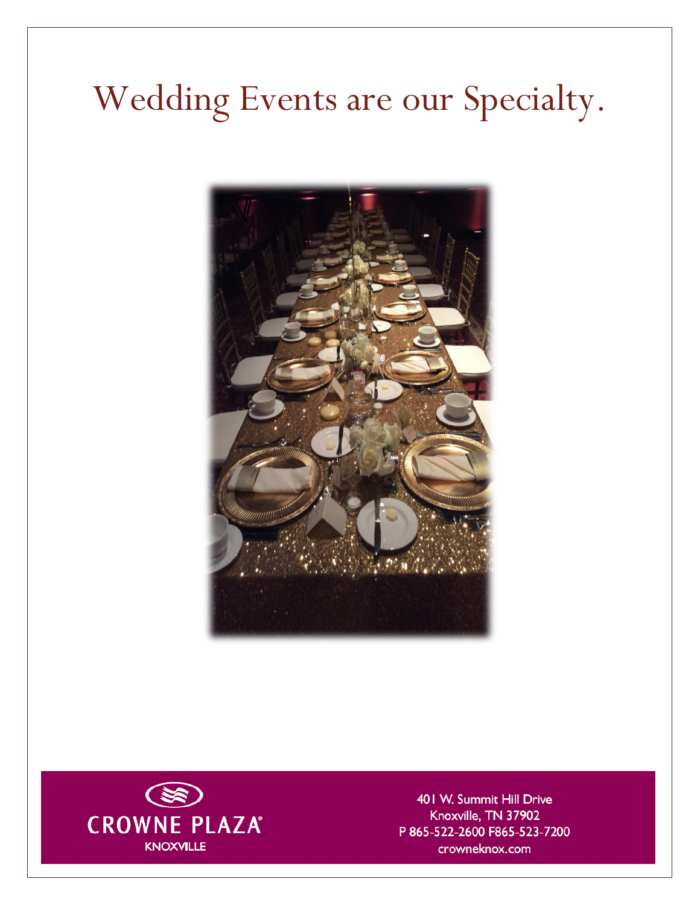# Wedding Events are our Specialty.

CROWNE PLAZA®
KNOXVILLE

401 W. Summit Hill Drive
Knoxville, TN 37902
P 865-522-2600 F865-523-7200
crowneknox.com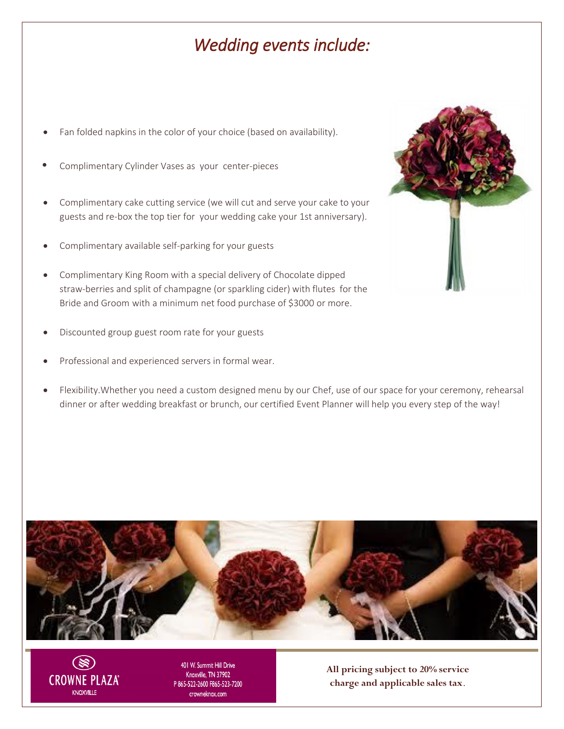# *Wedding events include:*

- Fan folded napkins in the color of your choice (based on availability).
- Complimentary Cylinder Vases as your center-pieces
- Complimentary cake cutting service (we will cut and serve your cake to your guests and re-box the top tier for your wedding cake your 1st anniversary).
- Complimentary available self-parking for your guests
- Complimentary King Room with a special delivery of Chocolate dipped straw-berries and split of champagne (or sparkling cider) with flutes for the Bride and Groom with a minimum net food purchase of $3000 or more.
- Discounted group guest room rate for your guests
- Professional and experienced servers in formal wear.
- Flexibility.Whether you need a custom designed menu by our Chef, use of our space for your ceremony, rehearsal dinner or after wedding breakfast or brunch, our certified Event Planner will help you every step of the way!

CROWNE PLAZA
KNOXVILLE

401 W. Summit Hill Drive
Knoxville, TN 37902
P 865-522-2600 F865-523-7200
crowneknox.com

**All pricing subject to 20% service charge and applicable sales tax.**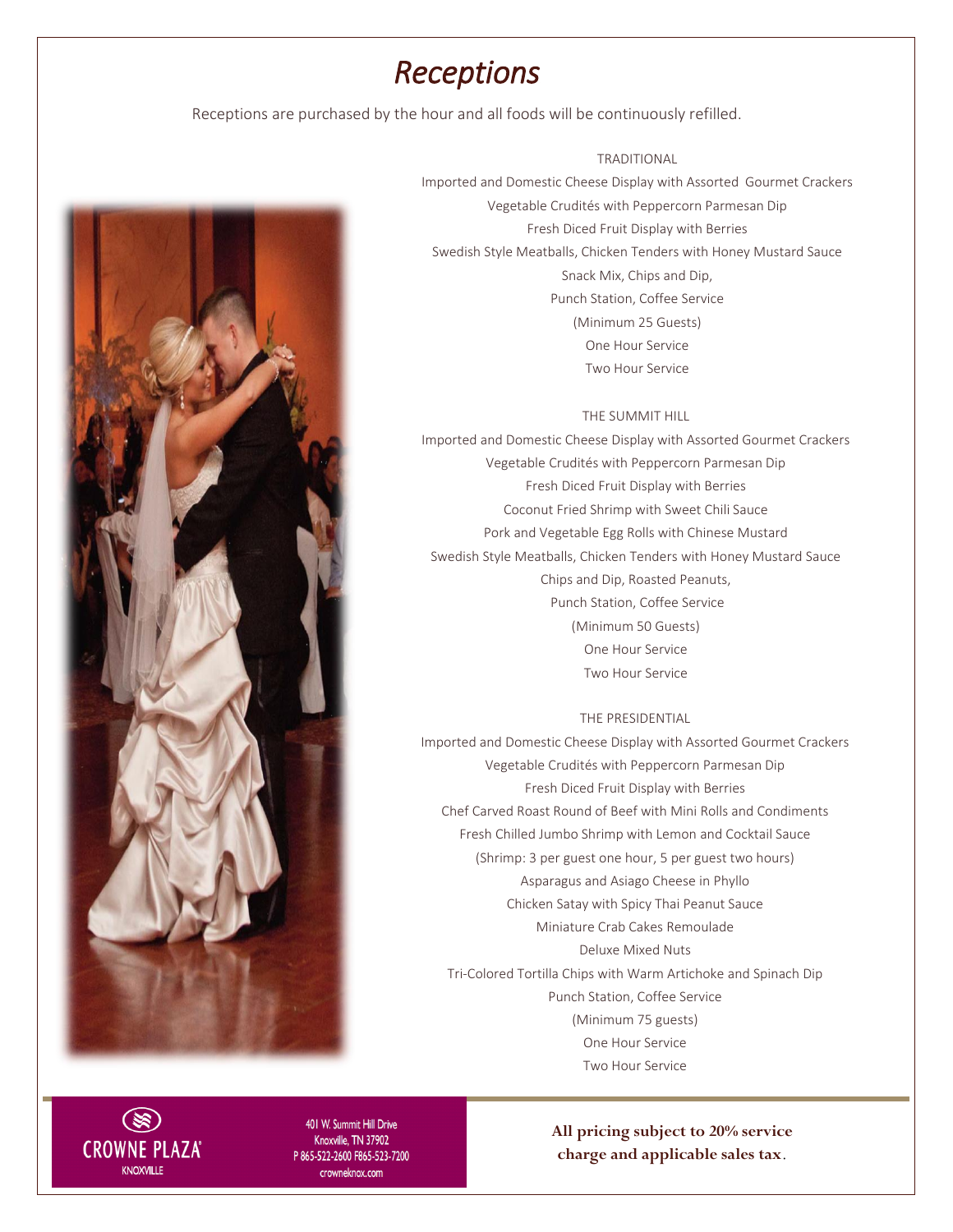# *Receptions*

Receptions are purchased by the hour and all foods will be continuously refilled.

## TRADITIONAL

Imported and Domestic Cheese Display with Assorted Gourmet Crackers
Vegetable Crudités with Peppercorn Parmesan Dip
Fresh Diced Fruit Display with Berries
Swedish Style Meatballs, Chicken Tenders with Honey Mustard Sauce
Snack Mix, Chips and Dip,
Punch Station, Coffee Service
(Minimum 25 Guests)
One Hour Service
Two Hour Service

## THE SUMMIT HILL

Imported and Domestic Cheese Display with Assorted Gourmet Crackers
Vegetable Crudités with Peppercorn Parmesan Dip
Fresh Diced Fruit Display with Berries
Coconut Fried Shrimp with Sweet Chili Sauce
Pork and Vegetable Egg Rolls with Chinese Mustard
Swedish Style Meatballs, Chicken Tenders with Honey Mustard Sauce
Chips and Dip, Roasted Peanuts,
Punch Station, Coffee Service
(Minimum 50 Guests)
One Hour Service
Two Hour Service

## THE PRESIDENTIAL

Imported and Domestic Cheese Display with Assorted Gourmet Crackers
Vegetable Crudités with Peppercorn Parmesan Dip
Fresh Diced Fruit Display with Berries
Chef Carved Roast Round of Beef with Mini Rolls and Condiments
Fresh Chilled Jumbo Shrimp with Lemon and Cocktail Sauce
(Shrimp: 3 per guest one hour, 5 per guest two hours)
Asparagus and Asiago Cheese in Phyllo
Chicken Satay with Spicy Thai Peanut Sauce
Miniature Crab Cakes Remoulade
Deluxe Mixed Nuts
Tri-Colored Tortilla Chips with Warm Artichoke and Spinach Dip
Punch Station, Coffee Service
(Minimum 75 guests)
One Hour Service
Two Hour Service

CROWNE PLAZA KNOXVILLE
401 W. Summit Hill Drive
Knoxville, TN 37902
P 865-522-2600 F865-523-7200
crowneknox.com

**All pricing subject to 20% service charge and applicable sales tax.**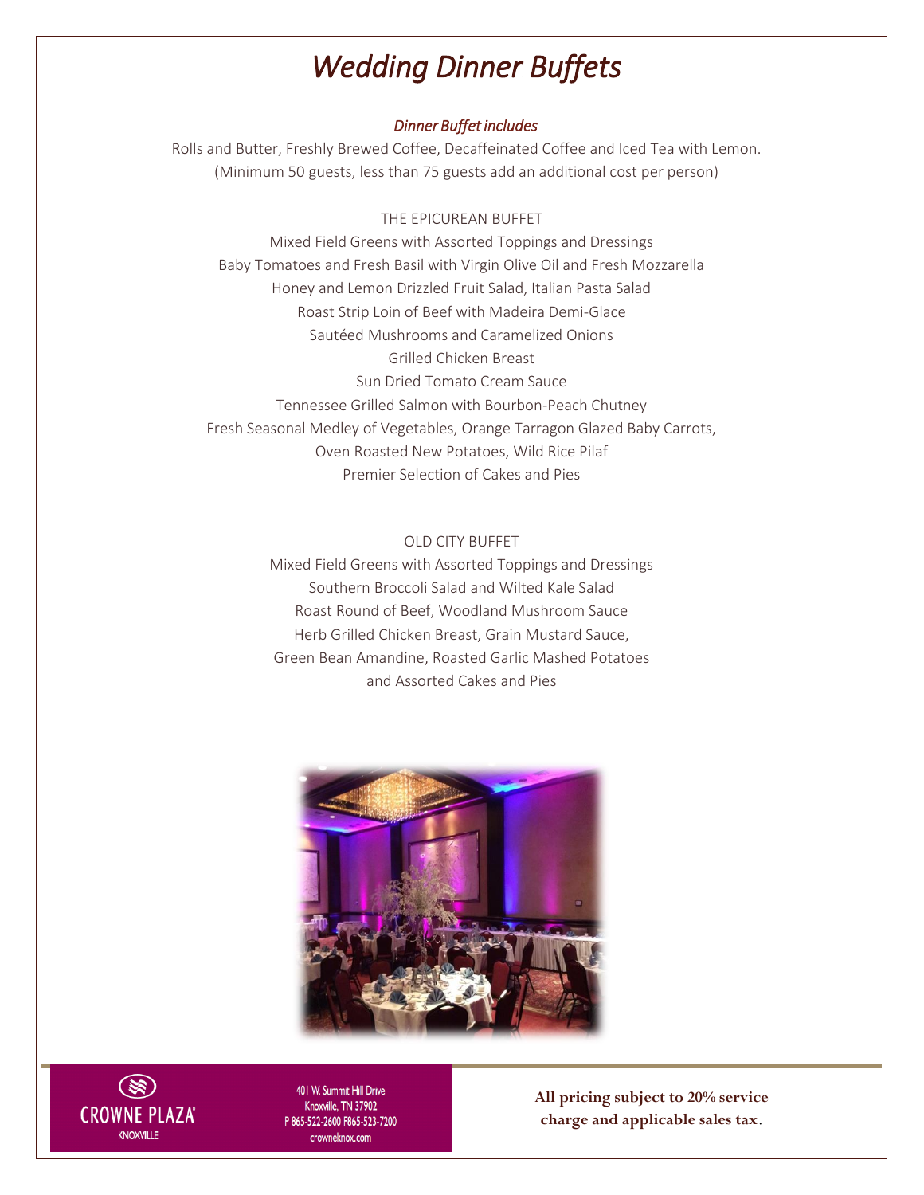# *Wedding Dinner Buffets*

*Dinner Buffet includes*

Rolls and Butter, Freshly Brewed Coffee, Decaffeinated Coffee and Iced Tea with Lemon.
(Minimum 50 guests, less than 75 guests add an additional cost per person)

THE EPICUREAN BUFFET

Mixed Field Greens with Assorted Toppings and Dressings
Baby Tomatoes and Fresh Basil with Virgin Olive Oil and Fresh Mozzarella
Honey and Lemon Drizzled Fruit Salad, Italian Pasta Salad
Roast Strip Loin of Beef with Madeira Demi-Glace
Sautéed Mushrooms and Caramelized Onions
Grilled Chicken Breast
Sun Dried Tomato Cream Sauce
Tennessee Grilled Salmon with Bourbon-Peach Chutney
Fresh Seasonal Medley of Vegetables, Orange Tarragon Glazed Baby Carrots,
Oven Roasted New Potatoes, Wild Rice Pilaf
Premier Selection of Cakes and Pies

OLD CITY BUFFET

Mixed Field Greens with Assorted Toppings and Dressings
Southern Broccoli Salad and Wilted Kale Salad
Roast Round of Beef, Woodland Mushroom Sauce
Herb Grilled Chicken Breast, Grain Mustard Sauce,
Green Bean Amandine, Roasted Garlic Mashed Potatoes
and Assorted Cakes and Pies

CROWNE PLAZA
KNOXVILLE

401 W. Summit Hill Drive
Knoxville, TN 37902
P 865-522-2600 F865-523-7200
crowneknox.com

**All pricing subject to 20% service charge and applicable sales tax.**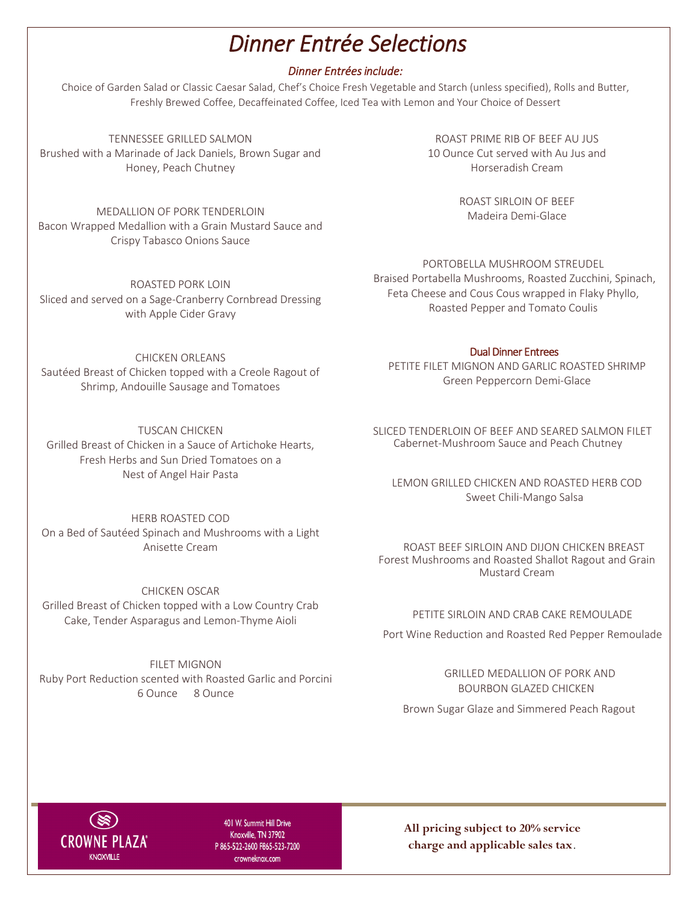# *Dinner Entrée Selections*

*Dinner Entrées include:*

Choice of Garden Salad or Classic Caesar Salad, Chef's Choice Fresh Vegetable and Starch (unless specified), Rolls and Butter, Freshly Brewed Coffee, Decaffeinated Coffee, Iced Tea with Lemon and Your Choice of Dessert

TENNESSEE GRILLED SALMON
Brushed with a Marinade of Jack Daniels, Brown Sugar and Honey, Peach Chutney

MEDALLION OF PORK TENDERLOIN
Bacon Wrapped Medallion with a Grain Mustard Sauce and Crispy Tabasco Onions Sauce

ROASTED PORK LOIN
Sliced and served on a Sage-Cranberry Cornbread Dressing with Apple Cider Gravy

CHICKEN ORLEANS
Sautéed Breast of Chicken topped with a Creole Ragout of Shrimp, Andouille Sausage and Tomatoes

TUSCAN CHICKEN
Grilled Breast of Chicken in a Sauce of Artichoke Hearts, Fresh Herbs and Sun Dried Tomatoes on a Nest of Angel Hair Pasta

HERB ROASTED COD
On a Bed of Sautéed Spinach and Mushrooms with a Light Anisette Cream

CHICKEN OSCAR
Grilled Breast of Chicken topped with a Low Country Crab Cake, Tender Asparagus and Lemon-Thyme Aioli

FILET MIGNON
Ruby Port Reduction scented with Roasted Garlic and Porcini
6 Ounce 8 Ounce

ROAST PRIME RIB OF BEEF AU JUS
10 Ounce Cut served with Au Jus and Horseradish Cream

ROAST SIRLOIN OF BEEF
Madeira Demi-Glace

PORTOBELLA MUSHROOM STREUDEL
Braised Portabella Mushrooms, Roasted Zucchini, Spinach, Feta Cheese and Cous Cous wrapped in Flaky Phyllo, Roasted Pepper and Tomato Coulis

## Dual Dinner Entrees

PETITE FILET MIGNON AND GARLIC ROASTED SHRIMP
Green Peppercorn Demi-Glace

SLICED TENDERLOIN OF BEEF AND SEARED SALMON FILET
Cabernet-Mushroom Sauce and Peach Chutney

LEMON GRILLED CHICKEN AND ROASTED HERB COD
Sweet Chili-Mango Salsa

ROAST BEEF SIRLOIN AND DIJON CHICKEN BREAST
Forest Mushrooms and Roasted Shallot Ragout and Grain Mustard Cream

PETITE SIRLOIN AND CRAB CAKE REMOULADE
Port Wine Reduction and Roasted Red Pepper Remoulade

GRILLED MEDALLION OF PORK AND BOURBON GLAZED CHICKEN
Brown Sugar Glaze and Simmered Peach Ragout

CROWNE PLAZA KNOXVILLE
401 W. Summit Hill Drive
Knoxville, TN 37902
P 865-522-2600 F865-523-7200
crowneknox.com

**All pricing subject to 20% service charge and applicable sales tax.**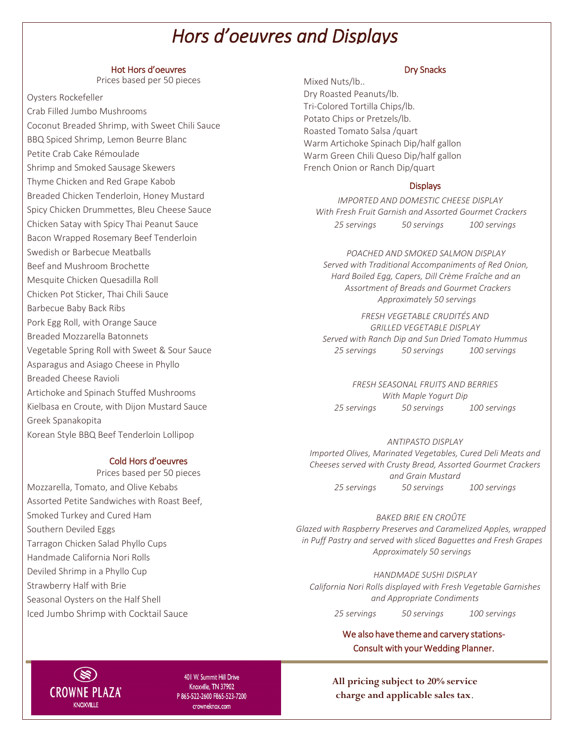# Hors d'oeuvres and Displays

## Hot Hors d'oeuvres

Prices based per 50 pieces

Oysters Rockefeller
Crab Filled Jumbo Mushrooms
Coconut Breaded Shrimp, with Sweet Chili Sauce
BBQ Spiced Shrimp, Lemon Beurre Blanc
Petite Crab Cake Rémoulade
Shrimp and Smoked Sausage Skewers
Thyme Chicken and Red Grape Kabob
Breaded Chicken Tenderloin, Honey Mustard
Spicy Chicken Drummettes, Bleu Cheese Sauce
Chicken Satay with Spicy Thai Peanut Sauce
Bacon Wrapped Rosemary Beef Tenderloin
Swedish or Barbecue Meatballs
Beef and Mushroom Brochette
Mesquite Chicken Quesadilla Roll
Chicken Pot Sticker, Thai Chili Sauce
Barbecue Baby Back Ribs
Pork Egg Roll, with Orange Sauce
Breaded Mozzarella Batonnets
Vegetable Spring Roll with Sweet & Sour Sauce
Asparagus and Asiago Cheese in Phyllo
Breaded Cheese Ravioli
Artichoke and Spinach Stuffed Mushrooms
Kielbasa en Croute, with Dijon Mustard Sauce
Greek Spanakopita
Korean Style BBQ Beef Tenderloin Lollipop

## Cold Hors d'oeuvres

Prices based per 50 pieces

Mozzarella, Tomato, and Olive Kebabs
Assorted Petite Sandwiches with Roast Beef, Smoked Turkey and Cured Ham
Southern Deviled Eggs
Tarragon Chicken Salad Phyllo Cups
Handmade California Nori Rolls
Deviled Shrimp in a Phyllo Cup
Strawberry Half with Brie
Seasonal Oysters on the Half Shell
Iced Jumbo Shrimp with Cocktail Sauce

## Dry Snacks

Mixed Nuts/lb..
Dry Roasted Peanuts/lb.
Tri-Colored Tortilla Chips/lb.
Potato Chips or Pretzels/lb.
Roasted Tomato Salsa /quart
Warm Artichoke Spinach Dip/half gallon
Warm Green Chili Queso Dip/half gallon
French Onion or Ranch Dip/quart

## Displays

*IMPORTED AND DOMESTIC CHEESE DISPLAY*
*With Fresh Fruit Garnish and Assorted Gourmet Crackers*
*25 servings 50 servings 100 servings*

*POACHED AND SMOKED SALMON DISPLAY*
*Served with Traditional Accompaniments of Red Onion, Hard Boiled Egg, Capers, Dill Crème Fraîche and an Assortment of Breads and Gourmet Crackers*
*Approximately 50 servings*

*FRESH VEGETABLE CRUDITÉS AND GRILLED VEGETABLE DISPLAY*
*Served with Ranch Dip and Sun Dried Tomato Hummus*
*25 servings 50 servings 100 servings*

*FRESH SEASONAL FRUITS AND BERRIES*
*With Maple Yogurt Dip*
*25 servings 50 servings 100 servings*

*ANTIPASTO DISPLAY*
*Imported Olives, Marinated Vegetables, Cured Deli Meats and Cheeses served with Crusty Bread, Assorted Gourmet Crackers and Grain Mustard*
*25 servings 50 servings 100 servings*

*BAKED BRIE EN CROÛTE*
*Glazed with Raspberry Preserves and Caramelized Apples, wrapped in Puff Pastry and served with sliced Baguettes and Fresh Grapes*
*Approximately 50 servings*

*HANDMADE SUSHI DISPLAY*
*California Nori Rolls displayed with Fresh Vegetable Garnishes and Appropriate Condiments*
*25 servings 50 servings 100 servings*

We also have theme and carvery stations-
Consult with your Wedding Planner.

CROWNE PLAZA
KNOXVILLE

401 W. Summit Hill Drive
Knoxville, TN 37902
P 865-522-2600 F865-523-7200
crowneknox.com

**All pricing subject to 20% service charge and applicable sales tax.**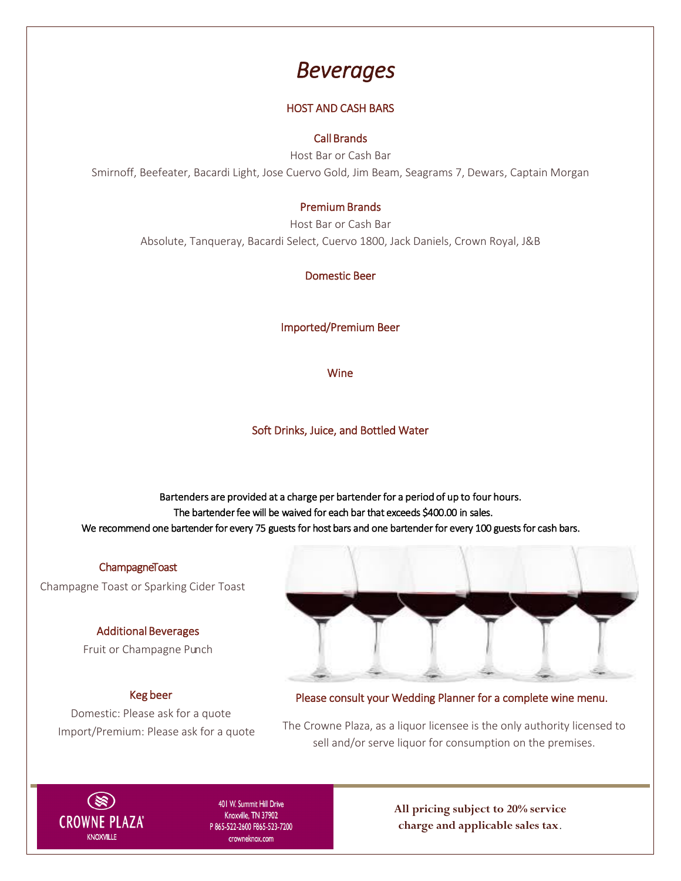# *Beverages*

## HOST AND CASH BARS

### Call Brands

Host Bar or Cash Bar

Smirnoff, Beefeater, Bacardi Light, Jose Cuervo Gold, Jim Beam, Seagrams 7, Dewars, Captain Morgan

### Premium Brands

Host Bar or Cash Bar

Absolute, Tanqueray, Bacardi Select, Cuervo 1800, Jack Daniels, Crown Royal, J&B

### Domestic Beer

### Imported/Premium Beer

### Wine

### Soft Drinks, Juice, and Bottled Water

Bartenders are provided at a charge per bartender for a period of up to four hours.
The bartender fee will be waived for each bar that exceeds $400.00 in sales.
We recommend one bartender for every 75 guests for host bars and one bartender for every 100 guests for cash bars.

### ChampagneToast

Champagne Toast or Sparking Cider Toast

### Additional Beverages

Fruit or Champagne Punch

### Keg beer

Domestic: Please ask for a quote

Import/Premium: Please ask for a quote

Please consult your Wedding Planner for a complete wine menu.

The Crowne Plaza, as a liquor licensee is the only authority licensed to sell and/or serve liquor for consumption on the premises.

CROWNE PLAZA KNOXVILLE

401 W. Summit Hill Drive
Knoxville, TN 37902
P 865-522-2600 F865-523-7200
crowneknox.com

**All pricing subject to 20% service charge and applicable sales tax.**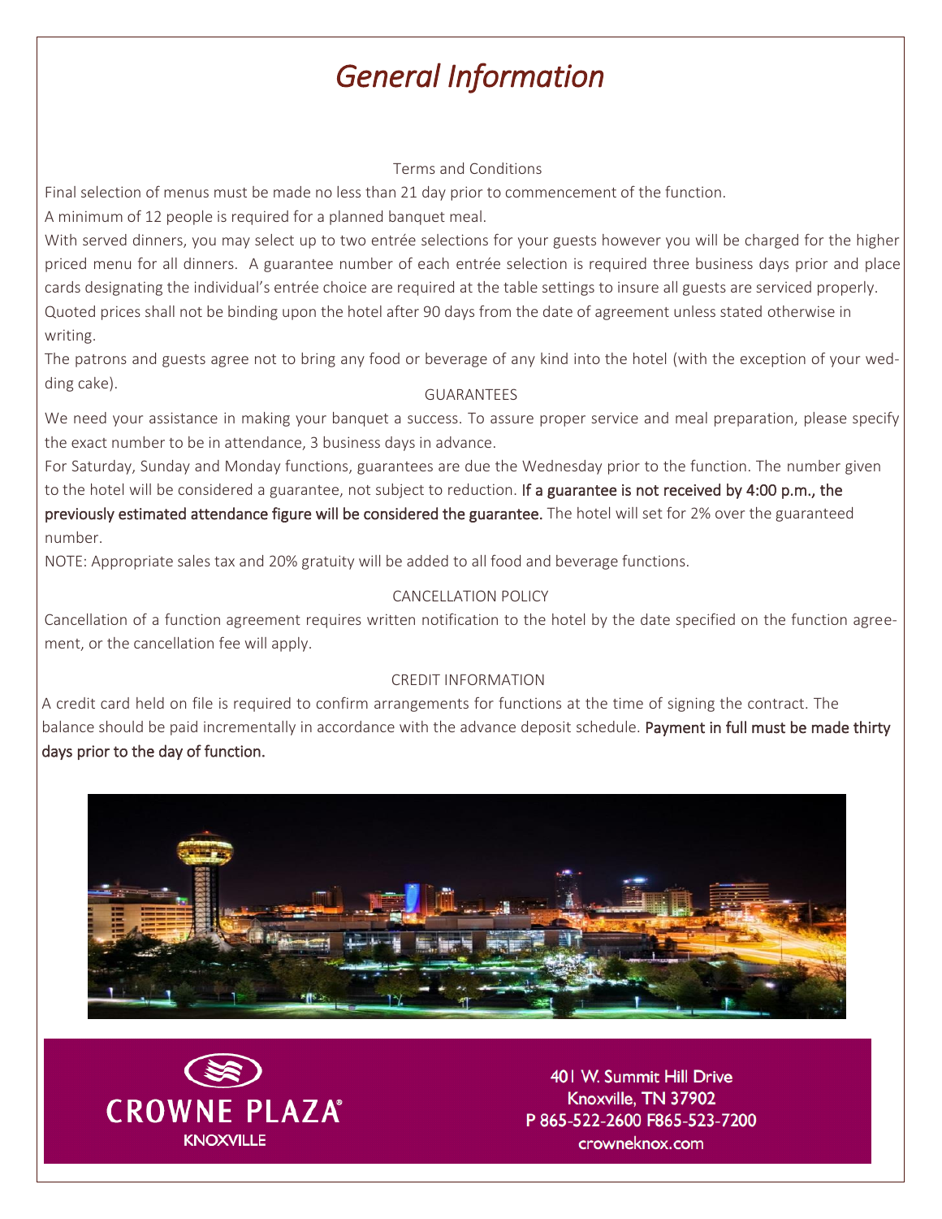# *General Information*

## Terms and Conditions

Final selection of menus must be made no less than 21 day prior to commencement of the function.

A minimum of 12 people is required for a planned banquet meal.

With served dinners, you may select up to two entrée selections for your guests however you will be charged for the higher priced menu for all dinners. A guarantee number of each entrée selection is required three business days prior and place cards designating the individual's entrée choice are required at the table settings to insure all guests are serviced properly.

Quoted prices shall not be binding upon the hotel after 90 days from the date of agreement unless stated otherwise in writing.

The patrons and guests agree not to bring any food or beverage of any kind into the hotel (with the exception of your wedding cake).

## GUARANTEES

We need your assistance in making your banquet a success. To assure proper service and meal preparation, please specify the exact number to be in attendance, 3 business days in advance.

For Saturday, Sunday and Monday functions, guarantees are due the Wednesday prior to the function. The number given to the hotel will be considered a guarantee, not subject to reduction. **If a guarantee is not received by 4:00 p.m., the previously estimated attendance figure will be considered the guarantee.** The hotel will set for 2% over the guaranteed number.

NOTE: Appropriate sales tax and 20% gratuity will be added to all food and beverage functions.

## CANCELLATION POLICY

Cancellation of a function agreement requires written notification to the hotel by the date specified on the function agreement, or the cancellation fee will apply.

## CREDIT INFORMATION

A credit card held on file is required to confirm arrangements for functions at the time of signing the contract. The balance should be paid incrementally in accordance with the advance deposit schedule. **Payment in full must be made thirty days prior to the day of function.**

CROWNE PLAZA®
KNOXVILLE

401 W. Summit Hill Drive
Knoxville, TN 37902
P 865-522-2600 F865-523-7200
crowneknox.com